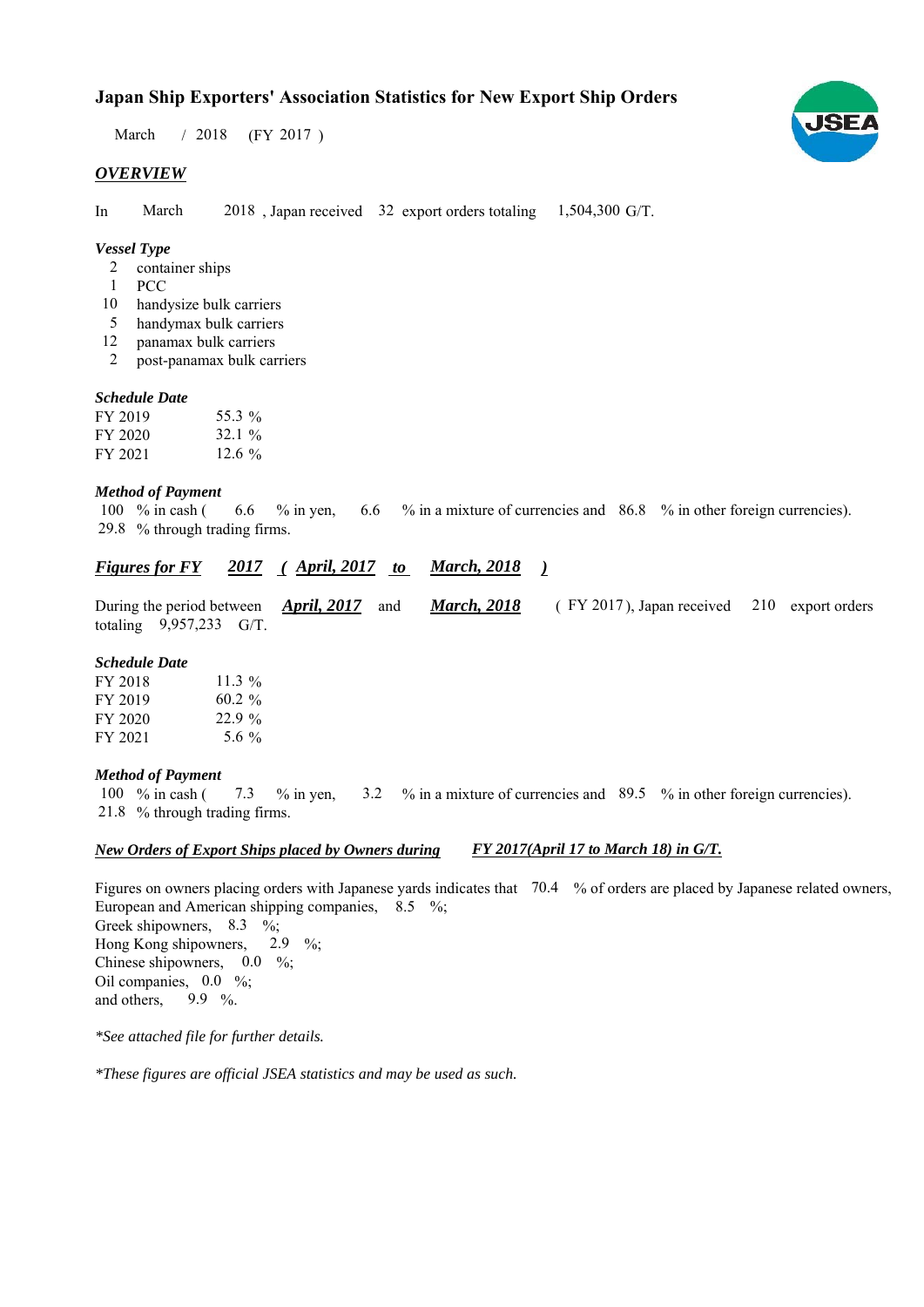# Japan Ship Exporters' Association Statistics for New Export Ship Orders

March / 2018 (FY 2017 )

## *OVERVIEW*

In March 2018 , Japan received 32 export orders totaling 1,504,300 G/T.

### *Vessel Type*

- 2 container ships
- 1 PCC
- 10 handysize bulk carriers
- 5 handymax bulk carriers
- 12 panamax bulk carriers
- 2 post-panamax bulk carriers

### *Schedule Date*

| | |
|---|---|
| FY 2019 | 55.3 % |
| FY 2020 | 32.1 % |
| FY 2021 | 12.6 % |

### *Method of Payment*

100 % in cash ( 6.6 % in yen, 6.6 % in a mixture of currencies and 86.8 % in other foreign currencies).
29.8 % through trading firms.

## *Figures for FY 2017 ( April, 2017 to March, 2018 )*

During the period between ***April, 2017*** and ***March, 2018*** ( FY 2017 ), Japan received 210 export orders totaling 9,957,233 G/T.

### *Schedule Date*

| | |
|---|---|
| FY 2018 | 11.3 % |
| FY 2019 | 60.2 % |
| FY 2020 | 22.9 % |
| FY 2021 | 5.6 % |

### *Method of Payment*

100 % in cash ( 7.3 % in yen, 3.2 % in a mixture of currencies and 89.5 % in other foreign currencies).
21.8 % through trading firms.

### *New Orders of Export Ships placed by Owners during FY 2017(April 17 to March 18) in G/T.*

Figures on owners placing orders with Japanese yards indicates that 70.4 % of orders are placed by Japanese related owners,
European and American shipping companies, 8.5 %;
Greek shipowners, 8.3 %;
Hong Kong shipowners, 2.9 %;
Chinese shipowners, 0.0 %;
Oil companies, 0.0 %;
and others, 9.9 %.

*\*See attached file for further details.*

*\*These figures are official JSEA statistics and may be used as such.*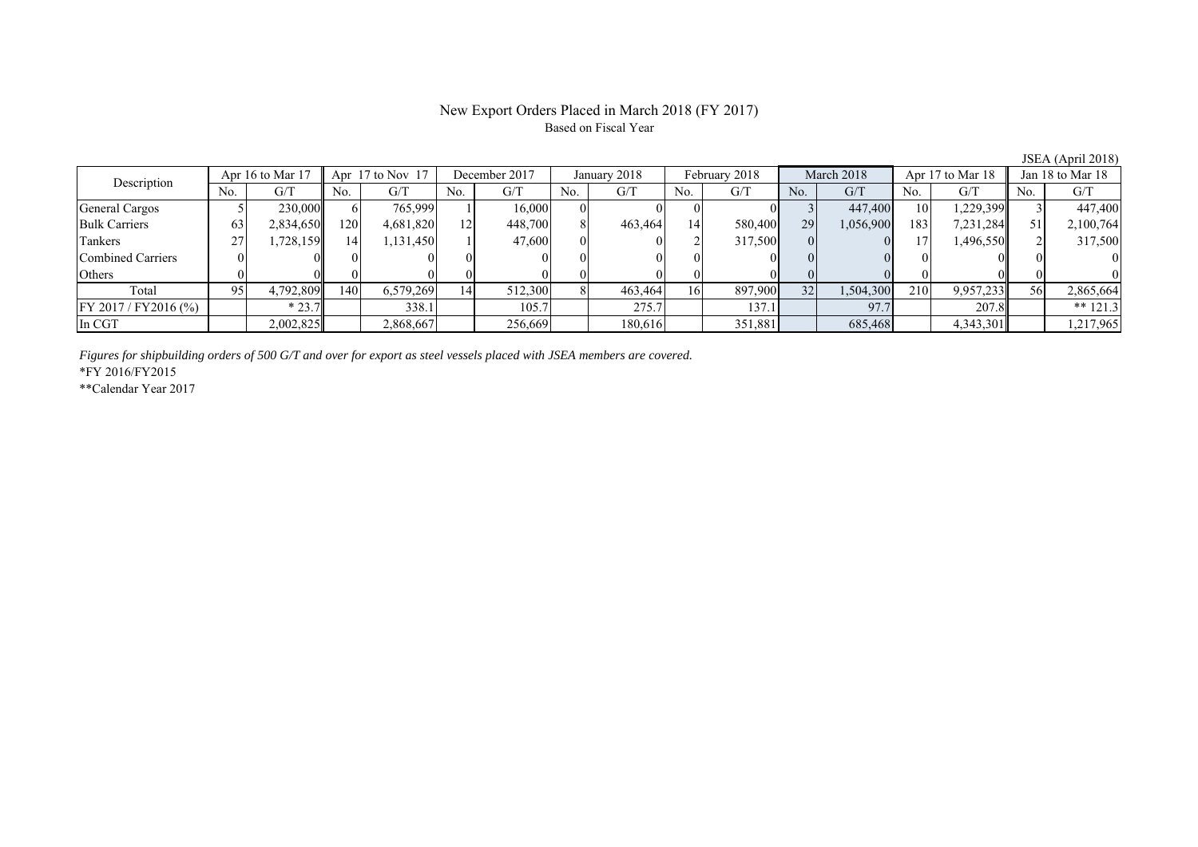# New Export Orders Placed in March 2018 (FY 2017)

Based on Fiscal Year

JSEA (April 2018)

| Description | Apr 16 to Mar 17 | | Apr 17 to Nov 17 | | December 2017 | | January 2018 | | February 2018 | | March 2018 | | Apr 17 to Mar 18 | | Jan 18 to Mar 18 | |
|---|---|---|---|---|---|---|---|---|---|---|---|---|---|---|---|---|
| | No. | G/T | No. | G/T | No. | G/T | No. | G/T | No. | G/T | No. | G/T | No. | G/T | No. | G/T |
| General Cargos | 5 | 230,000 | 6 | 765,999 | 1 | 16,000 | 0 | 0 | 0 | 0 | 3 | 447,400 | 10 | 1,229,399 | 3 | 447,400 |
| Bulk Carriers | 63 | 2,834,650 | 120 | 4,681,820 | 12 | 448,700 | 8 | 463,464 | 14 | 580,400 | 29 | 1,056,900 | 183 | 7,231,284 | 51 | 2,100,764 |
| Tankers | 27 | 1,728,159 | 14 | 1,131,450 | 1 | 47,600 | 0 | 0 | 2 | 317,500 | 0 | 0 | 17 | 1,496,550 | 2 | 317,500 |
| Combined Carriers | 0 | 0 | 0 | 0 | 0 | 0 | 0 | 0 | 0 | 0 | 0 | 0 | 0 | 0 | 0 | 0 |
| Others | 0 | 0 | 0 | 0 | 0 | 0 | 0 | 0 | 0 | 0 | 0 | 0 | 0 | 0 | 0 | 0 |
| Total | 95 | 4,792,809 | 140 | 6,579,269 | 14 | 512,300 | 8 | 463,464 | 16 | 897,900 | 32 | 1,504,300 | 210 | 9,957,233 | 56 | 2,865,664 |
| FY 2017 / FY2016 (%) | | * 23.7 | | 338.1 | | 105.7 | | 275.7 | | 137.1 | | 97.7 | | 207.8 | | ** 121.3 |
| In CGT | | 2,002,825 | | 2,868,667 | | 256,669 | | 180,616 | | 351,881 | | 685,468 | | 4,343,301 | | 1,217,965 |

*Figures for shipbuilding orders of 500 G/T and over for export as steel vessels placed with JSEA members are covered.*

*FY 2016/FY2015

**Calendar Year 2017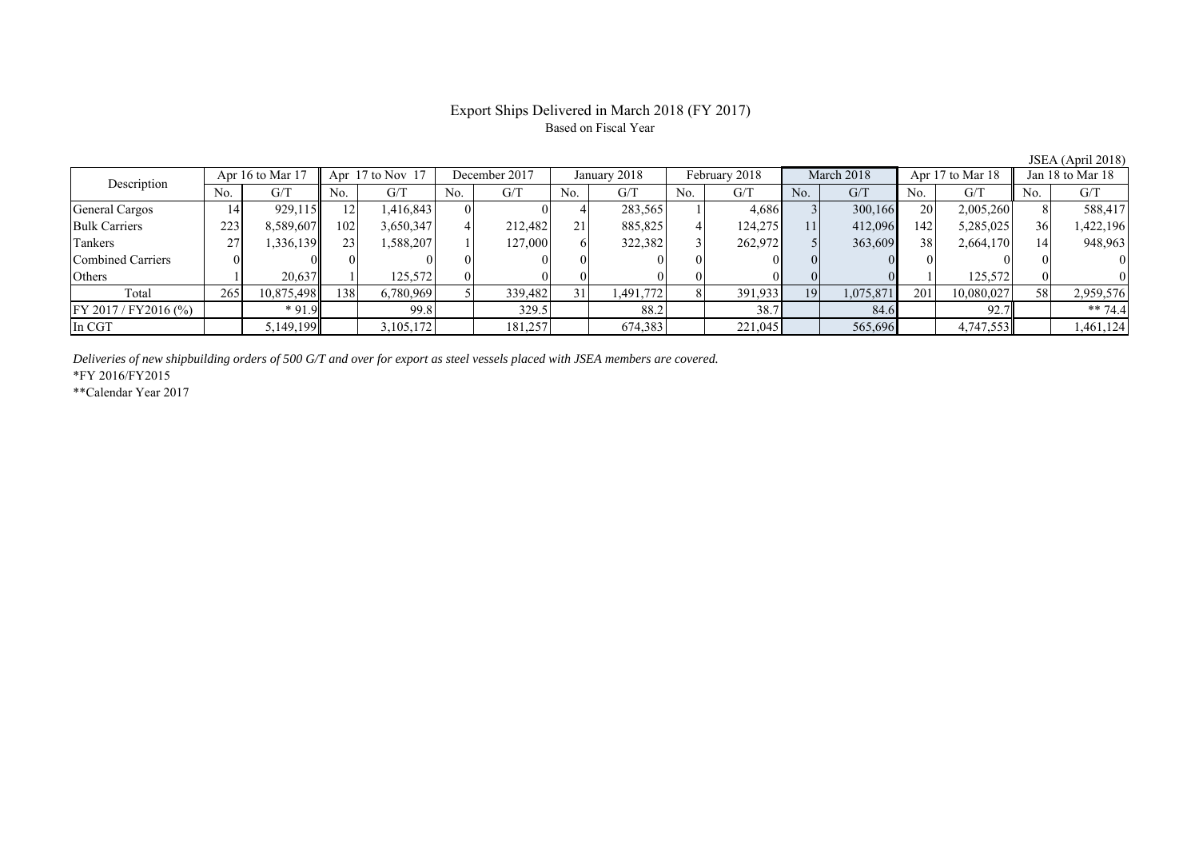# Export Ships Delivered in March 2018 (FY 2017)

Based on Fiscal Year

JSEA (April 2018)

| Description | Apr 16 to Mar 17 | | Apr 17 to Nov 17 | | December 2017 | | January 2018 | | February 2018 | | March 2018 | | Apr 17 to Mar 18 | | Jan 18 to Mar 18 | |
|---|---|---|---|---|---|---|---|---|---|---|---|---|---|---|---|---|
| | No. | G/T | No. | G/T | No. | G/T | No. | G/T | No. | G/T | No. | G/T | No. | G/T | No. | G/T |
| General Cargos | 14 | 929,115 | 12 | 1,416,843 | 0 | 0 | 4 | 283,565 | 1 | 4,686 | 3 | 300,166 | 20 | 2,005,260 | 8 | 588,417 |
| Bulk Carriers | 223 | 8,589,607 | 102 | 3,650,347 | 4 | 212,482 | 21 | 885,825 | 4 | 124,275 | 11 | 412,096 | 142 | 5,285,025 | 36 | 1,422,196 |
| Tankers | 27 | 1,336,139 | 23 | 1,588,207 | 1 | 127,000 | 6 | 322,382 | 3 | 262,972 | 5 | 363,609 | 38 | 2,664,170 | 14 | 948,963 |
| Combined Carriers | 0 | 0 | 0 | 0 | 0 | 0 | 0 | 0 | 0 | 0 | 0 | 0 | 0 | 0 | 0 | 0 |
| Others | 1 | 20,637 | 1 | 125,572 | 0 | 0 | 0 | 0 | 0 | 0 | 0 | 0 | 1 | 125,572 | 0 | 0 |
| Total | 265 | 10,875,498 | 138 | 6,780,969 | 5 | 339,482 | 31 | 1,491,772 | 8 | 391,933 | 19 | 1,075,871 | 201 | 10,080,027 | 58 | 2,959,576 |
| FY 2017 / FY2016 (%) | | * 91.9 | | 99.8 | | 329.5 | | 88.2 | | 38.7 | | 84.6 | | 92.7 | | ** 74.4 |
| In CGT | | 5,149,199 | | 3,105,172 | | 181,257 | | 674,383 | | 221,045 | | 565,696 | | 4,747,553 | | 1,461,124 |

*Deliveries of new shipbuilding orders of 500 G/T and over for export as steel vessels placed with JSEA members are covered.*

*FY 2016/FY2015

**Calendar Year 2017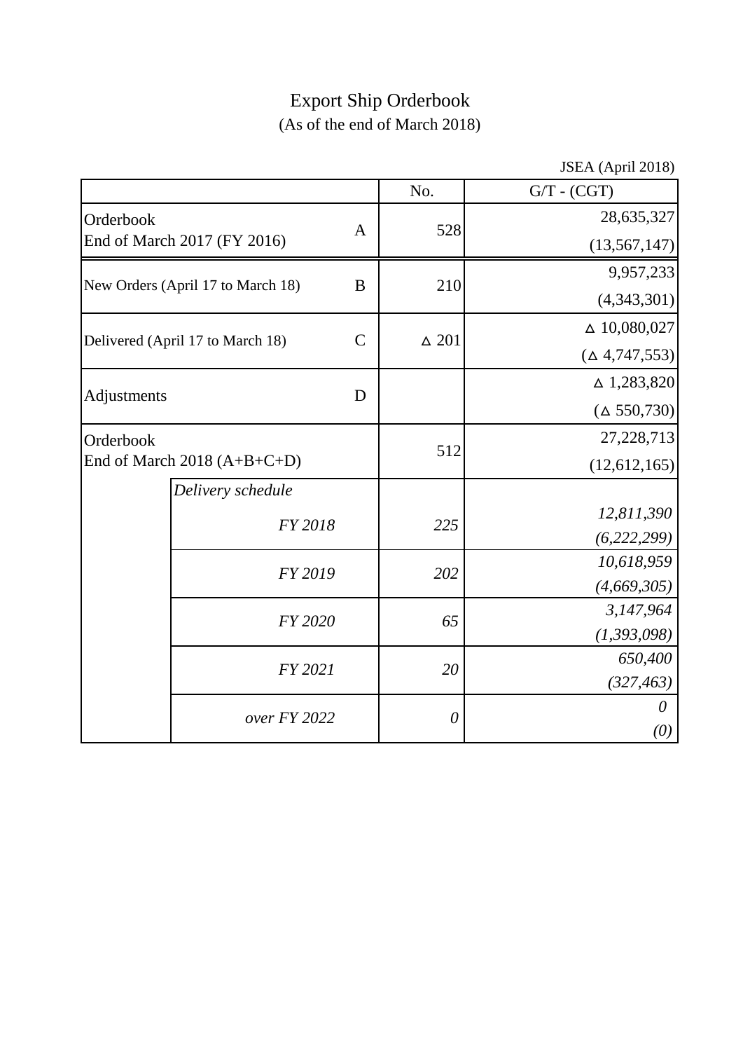# Export Ship Orderbook

(As of the end of March 2018)

JSEA (April 2018)

| | | | No. | G/T - (CGT) |
|---|---|---|---|---|
| Orderbook<br>End of March 2017 (FY 2016) | | A | 528 | 28,635,327<br>(13,567,147) |
| New Orders (April 17 to March 18) | | B | 210 | 9,957,233<br>(4,343,301) |
| Delivered (April 17 to March 18) | | C | △ 201 | △ 10,080,027<br>(△ 4,747,553) |
| Adjustments | | D | | △ 1,283,820<br>(△ 550,730) |
| Orderbook<br>End of March 2018 (A+B+C+D) | | | 512 | 27,228,713<br>(12,612,165) |
| | *Delivery schedule* | | | |
| | *FY 2018* | | *225* | *12,811,390*<br>*(6,222,299)* |
| | *FY 2019* | | *202* | *10,618,959*<br>*(4,669,305)* |
| | *FY 2020* | | *65* | *3,147,964*<br>*(1,393,098)* |
| | *FY 2021* | | *20* | *650,400*<br>*(327,463)* |
| | *over FY 2022* | | *0* | *0*<br>*(0)* |